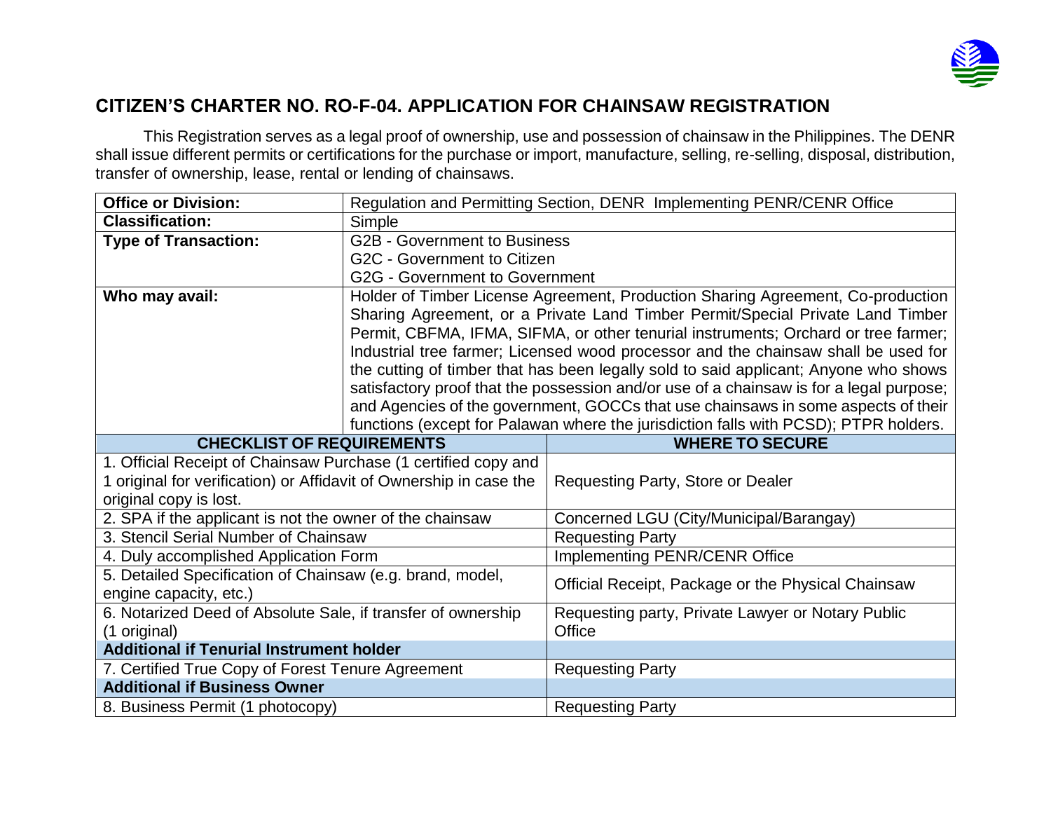## CITIZEN'S CHARTER NO. RO-F-04. APPLICATION FOR CHAINSAW REGISTRATION

This Registration serves as a legal proof of ownership, use and possession of chainsaw in the Philippines. The DENR shall issue different permits or certifications for the purchase or import, manufacture, selling, re-selling, disposal, distribution, transfer of ownership, lease, rental or lending of chainsaws.

| **Office or Division:** | Regulation and Permitting Section, DENR Implementing PENR/CENR Office |
|---|---|
| **Classification:** | Simple |
| **Type of Transaction:** | G2B - Government to Business<br>G2C - Government to Citizen<br>G2G - Government to Government |
| **Who may avail:** | Holder of Timber License Agreement, Production Sharing Agreement, Co-production Sharing Agreement, or a Private Land Timber Permit/Special Private Land Timber Permit, CBFMA, IFMA, SIFMA, or other tenurial instruments; Orchard or tree farmer; Industrial tree farmer; Licensed wood processor and the chainsaw shall be used for the cutting of timber that has been legally sold to said applicant; Anyone who shows satisfactory proof that the possession and/or use of a chainsaw is for a legal purpose; and Agencies of the government, GOCCs that use chainsaws in some aspects of their functions (except for Palawan where the jurisdiction falls with PCSD); PTPR holders. |

| **CHECKLIST OF REQUIREMENTS** | **WHERE TO SECURE** |
|---|---|
| 1. Official Receipt of Chainsaw Purchase (1 certified copy and 1 original for verification) or Affidavit of Ownership in case the original copy is lost. | Requesting Party, Store or Dealer |
| 2. SPA if the applicant is not the owner of the chainsaw | Concerned LGU (City/Municipal/Barangay) |
| 3. Stencil Serial Number of Chainsaw | Requesting Party |
| 4. Duly accomplished Application Form | Implementing PENR/CENR Office |
| 5. Detailed Specification of Chainsaw (e.g. brand, model, engine capacity, etc.) | Official Receipt, Package or the Physical Chainsaw |
| 6. Notarized Deed of Absolute Sale, if transfer of ownership (1 original) | Requesting party, Private Lawyer or Notary Public Office |
| **Additional if Tenurial Instrument holder** | |
| 7. Certified True Copy of Forest Tenure Agreement | Requesting Party |
| **Additional if Business Owner** | |
| 8. Business Permit (1 photocopy) | Requesting Party |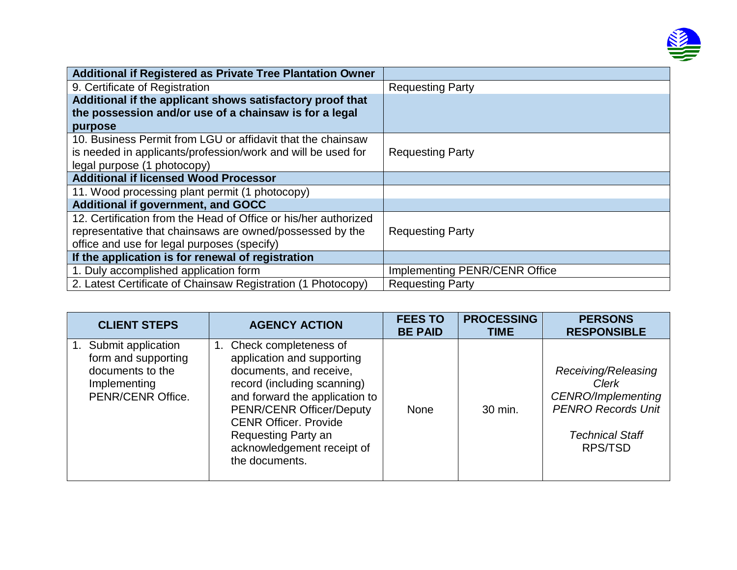| | |
|---|---|
| **Additional if Registered as Private Tree Plantation Owner** | |
| 9. Certificate of Registration | Requesting Party |
| **Additional if the applicant shows satisfactory proof that the possession and/or use of a chainsaw is for a legal purpose** | |
| 10. Business Permit from LGU or affidavit that the chainsaw is needed in applicants/profession/work and will be used for legal purpose (1 photocopy) | Requesting Party |
| **Additional if licensed Wood Processor** | |
| 11. Wood processing plant permit (1 photocopy) | |
| **Additional if government, and GOCC** | |
| 12. Certification from the Head of Office or his/her authorized representative that chainsaws are owned/possessed by the office and use for legal purposes (specify) | Requesting Party |
| **If the application is for renewal of registration** | |
| 1. Duly accomplished application form | Implementing PENR/CENR Office |
| 2. Latest Certificate of Chainsaw Registration (1 Photocopy) | Requesting Party |

| CLIENT STEPS | AGENCY ACTION | FEES TO BE PAID | PROCESSING TIME | PERSONS RESPONSIBLE |
|---|---|---|---|---|
| 1. Submit application form and supporting documents to the Implementing PENR/CENR Office. | 1. Check completeness of application and supporting documents, and receive, record (including scanning) and forward the application to PENR/CENR Officer/Deputy CENR Officer. Provide Requesting Party an acknowledgement receipt of the documents. | None | 30 min. | *Receiving/Releasing Clerk CENRO/Implementing PENRO Records Unit*<br><br>*Technical Staff* RPS/TSD |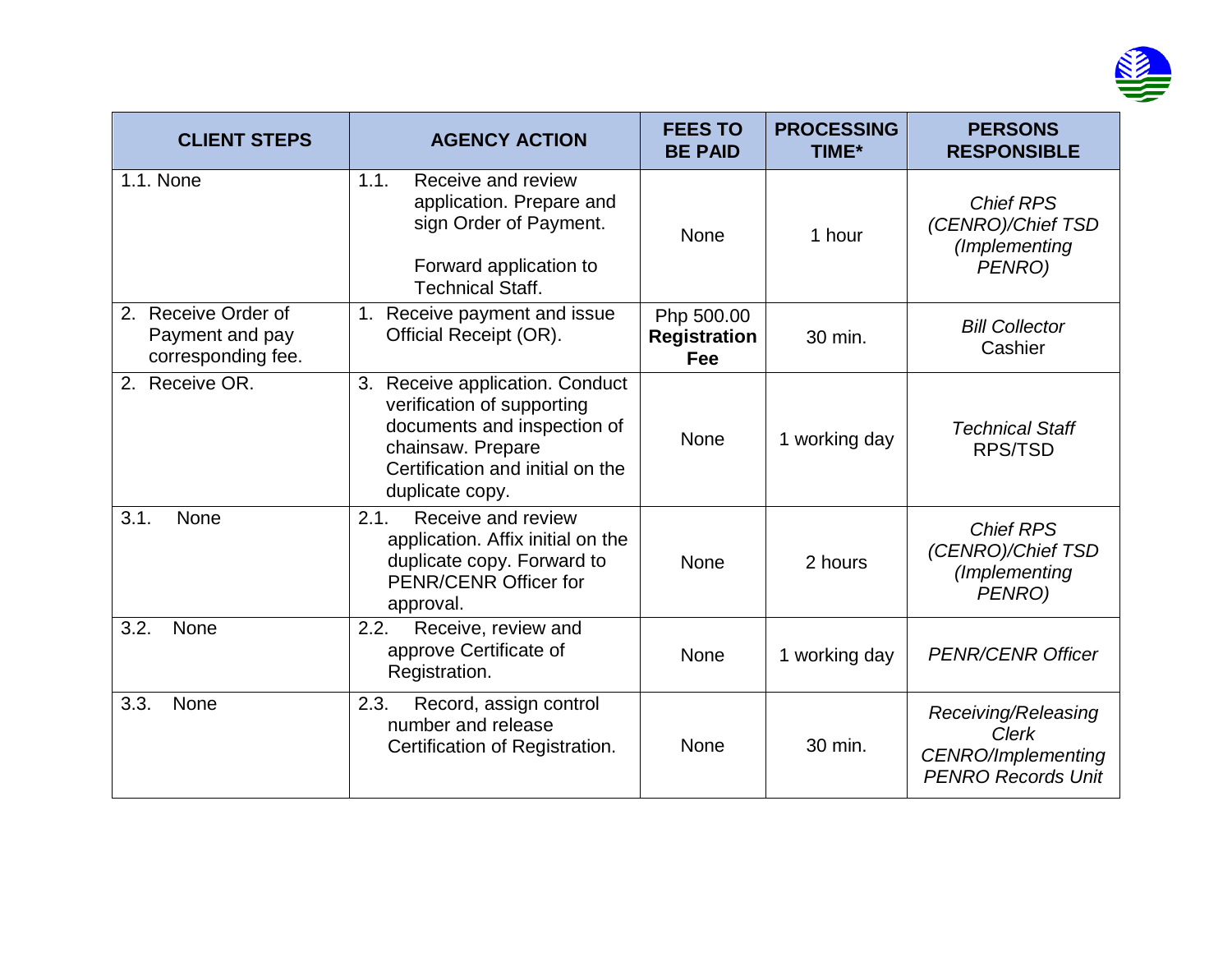| CLIENT STEPS | AGENCY ACTION | FEES TO BE PAID | PROCESSING TIME* | PERSONS RESPONSIBLE |
|---|---|---|---|---|
| 1.1. None | 1.1. Receive and review application. Prepare and sign Order of Payment.<br><br>Forward application to Technical Staff. | None | 1 hour | *Chief RPS (CENRO)/Chief TSD (Implementing PENRO)* |
| 2. Receive Order of Payment and pay corresponding fee. | 1. Receive payment and issue Official Receipt (OR). | Php 500.00 **Registration Fee** | 30 min. | *Bill Collector* Cashier |
| 2. Receive OR. | 3. Receive application. Conduct verification of supporting documents and inspection of chainsaw. Prepare Certification and initial on the duplicate copy. | None | 1 working day | *Technical Staff* RPS/TSD |
| 3.1. None | 2.1. Receive and review application. Affix initial on the duplicate copy. Forward to PENR/CENR Officer for approval. | None | 2 hours | *Chief RPS (CENRO)/Chief TSD (Implementing PENRO)* |
| 3.2. None | 2.2. Receive, review and approve Certificate of Registration. | None | 1 working day | *PENR/CENR Officer* |
| 3.3. None | 2.3. Record, assign control number and release Certification of Registration. | None | 30 min. | *Receiving/Releasing Clerk CENRO/Implementing PENRO Records Unit* |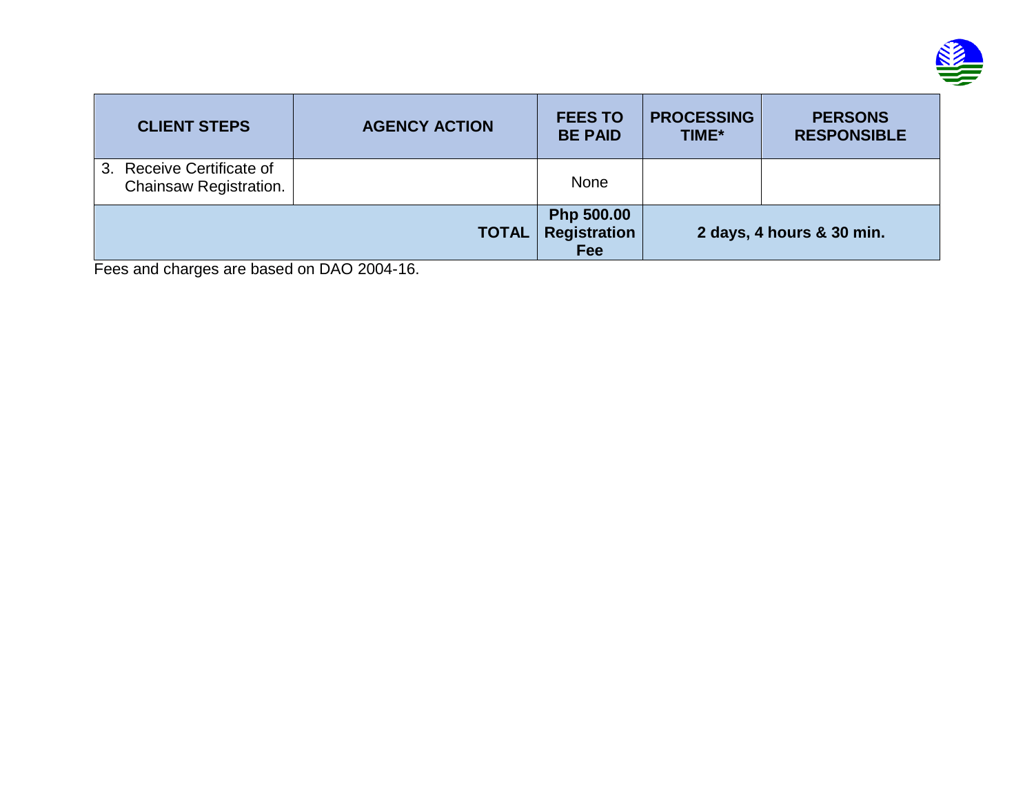| CLIENT STEPS | AGENCY ACTION | FEES TO BE PAID | PROCESSING TIME* | PERSONS RESPONSIBLE |
|---|---|---|---|---|
| 3. Receive Certificate of Chainsaw Registration. | | None | | |
| | **TOTAL** | **Php 500.00 Registration Fee** | **2 days, 4 hours & 30 min.** | |

Fees and charges are based on DAO 2004-16.